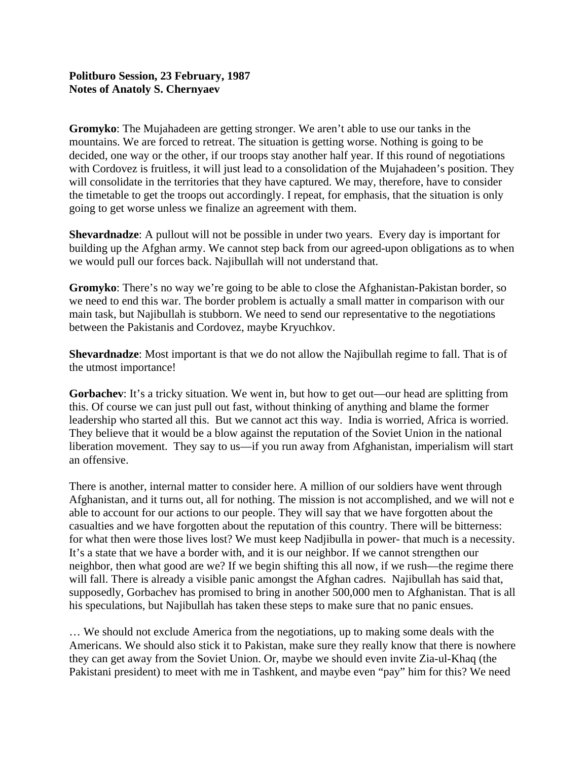**Politburo Session, 23 February, 1987**
**Notes of Anatoly S. Chernyaev**

**Gromyko**: The Mujahadeen are getting stronger. We aren't able to use our tanks in the mountains. We are forced to retreat. The situation is getting worse. Nothing is going to be decided, one way or the other, if our troops stay another half year. If this round of negotiations with Cordovez is fruitless, it will just lead to a consolidation of the Mujahadeen's position. They will consolidate in the territories that they have captured. We may, therefore, have to consider the timetable to get the troops out accordingly. I repeat, for emphasis, that the situation is only going to get worse unless we finalize an agreement with them.

**Shevardnadze**: A pullout will not be possible in under two years. Every day is important for building up the Afghan army. We cannot step back from our agreed-upon obligations as to when we would pull our forces back. Najibullah will not understand that.

**Gromyko**: There's no way we're going to be able to close the Afghanistan-Pakistan border, so we need to end this war. The border problem is actually a small matter in comparison with our main task, but Najibullah is stubborn. We need to send our representative to the negotiations between the Pakistanis and Cordovez, maybe Kryuchkov.

**Shevardnadze**: Most important is that we do not allow the Najibullah regime to fall. That is of the utmost importance!

**Gorbachev**: It's a tricky situation. We went in, but how to get out—our head are splitting from this. Of course we can just pull out fast, without thinking of anything and blame the former leadership who started all this. But we cannot act this way. India is worried, Africa is worried. They believe that it would be a blow against the reputation of the Soviet Union in the national liberation movement. They say to us—if you run away from Afghanistan, imperialism will start an offensive.

There is another, internal matter to consider here. A million of our soldiers have went through Afghanistan, and it turns out, all for nothing. The mission is not accomplished, and we will not e able to account for our actions to our people. They will say that we have forgotten about the casualties and we have forgotten about the reputation of this country. There will be bitterness: for what then were those lives lost? We must keep Nadjibulla in power- that much is a necessity. It's a state that we have a border with, and it is our neighbor. If we cannot strengthen our neighbor, then what good are we? If we begin shifting this all now, if we rush—the regime there will fall. There is already a visible panic amongst the Afghan cadres. Najibullah has said that, supposedly, Gorbachev has promised to bring in another 500,000 men to Afghanistan. That is all his speculations, but Najibullah has taken these steps to make sure that no panic ensues.

… We should not exclude America from the negotiations, up to making some deals with the Americans. We should also stick it to Pakistan, make sure they really know that there is nowhere they can get away from the Soviet Union. Or, maybe we should even invite Zia-ul-Khaq (the Pakistani president) to meet with me in Tashkent, and maybe even "pay" him for this? We need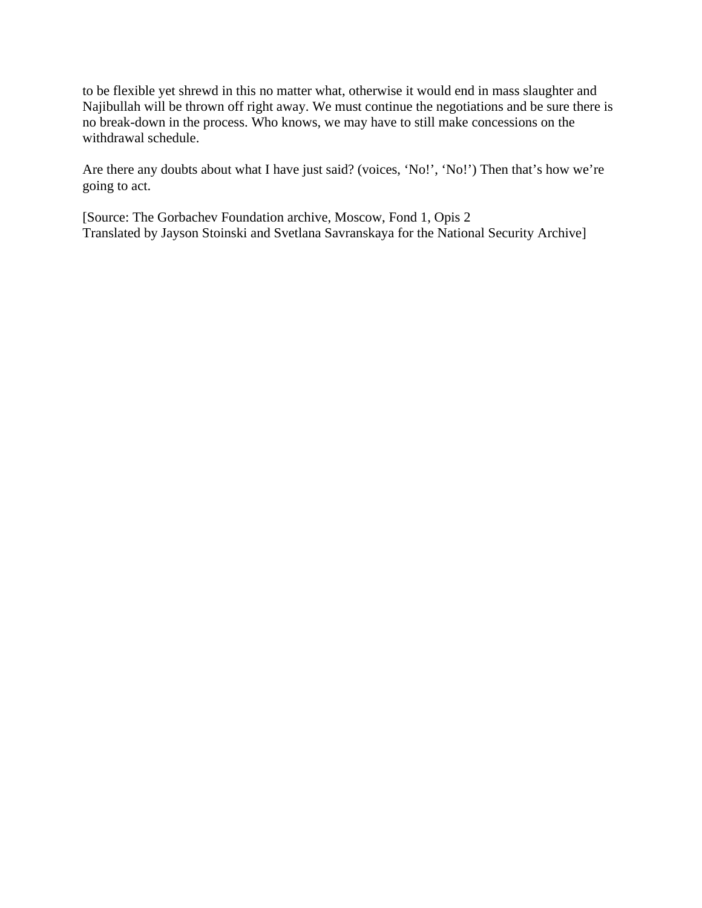to be flexible yet shrewd in this no matter what, otherwise it would end in mass slaughter and Najibullah will be thrown off right away. We must continue the negotiations and be sure there is no break-down in the process. Who knows, we may have to still make concessions on the withdrawal schedule.

Are there any doubts about what I have just said? (voices, 'No!', 'No!') Then that's how we're going to act.

[Source: The Gorbachev Foundation archive, Moscow, Fond 1, Opis 2
Translated by Jayson Stoinski and Svetlana Savranskaya for the National Security Archive]